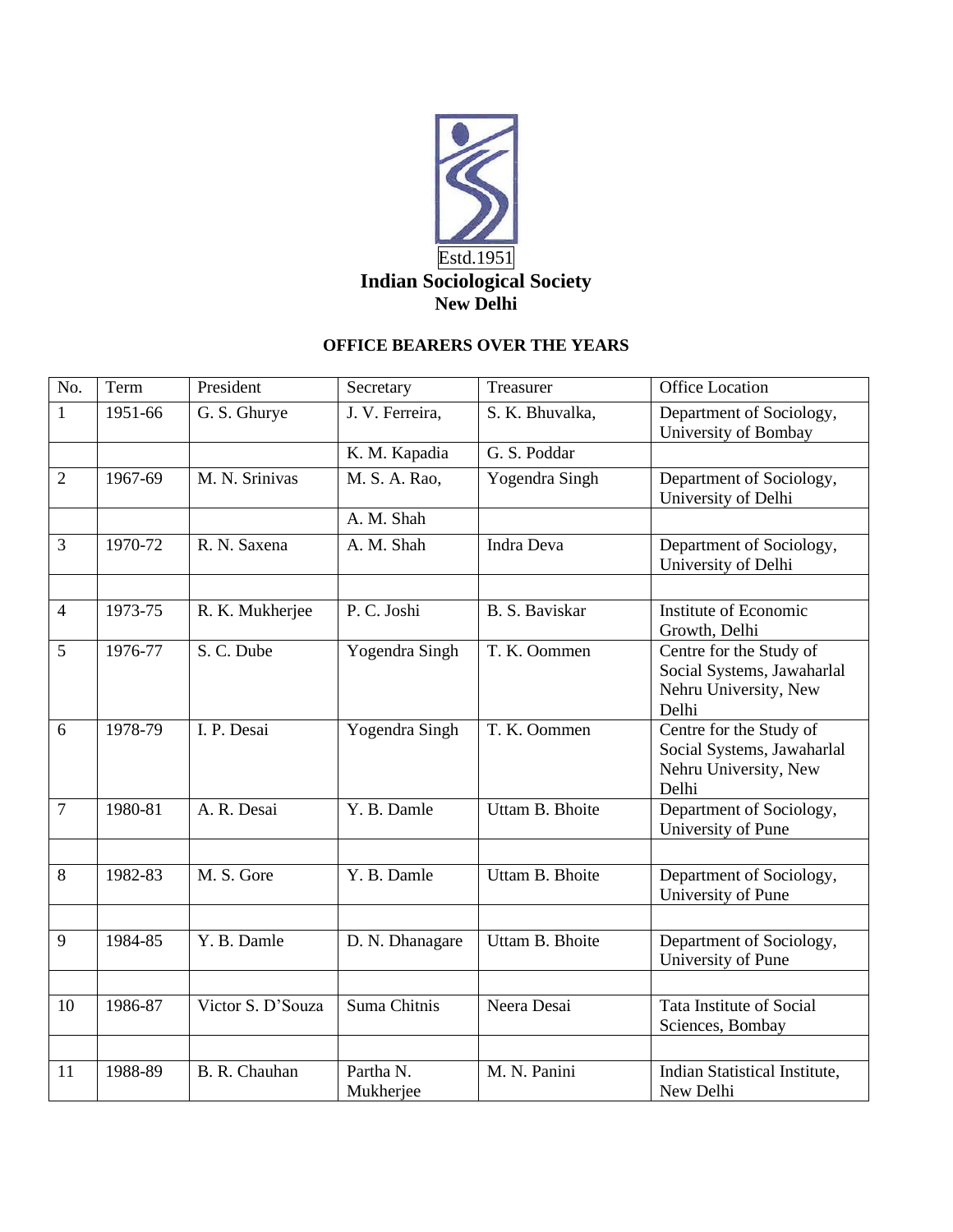Estd.1951

**Indian Sociological Society**
**New Delhi**

**OFFICE BEARERS OVER THE YEARS**

| No. | Term | President | Secretary | Treasurer | Office Location |
|---|---|---|---|---|---|
| 1 | 1951-66 | G. S. Ghurye | J. V. Ferreira, | S. K. Bhuvalka, | Department of Sociology, University of Bombay |
| | | | K. M. Kapadia | G. S. Poddar | |
| 2 | 1967-69 | M. N. Srinivas | M. S. A. Rao, | Yogendra Singh | Department of Sociology, University of Delhi |
| | | | A. M. Shah | | |
| 3 | 1970-72 | R. N. Saxena | A. M. Shah | Indra Deva | Department of Sociology, University of Delhi |
| | | | | | |
| 4 | 1973-75 | R. K. Mukherjee | P. C. Joshi | B. S. Baviskar | Institute of Economic Growth, Delhi |
| 5 | 1976-77 | S. C. Dube | Yogendra Singh | T. K. Oommen | Centre for the Study of Social Systems, Jawaharlal Nehru University, New Delhi |
| 6 | 1978-79 | I. P. Desai | Yogendra Singh | T. K. Oommen | Centre for the Study of Social Systems, Jawaharlal Nehru University, New Delhi |
| 7 | 1980-81 | A. R. Desai | Y. B. Damle | Uttam B. Bhoite | Department of Sociology, University of Pune |
| | | | | | |
| 8 | 1982-83 | M. S. Gore | Y. B. Damle | Uttam B. Bhoite | Department of Sociology, University of Pune |
| | | | | | |
| 9 | 1984-85 | Y. B. Damle | D. N. Dhanagare | Uttam B. Bhoite | Department of Sociology, University of Pune |
| | | | | | |
| 10 | 1986-87 | Victor S. D'Souza | Suma Chitnis | Neera Desai | Tata Institute of Social Sciences, Bombay |
| | | | | | |
| 11 | 1988-89 | B. R. Chauhan | Partha N. Mukherjee | M. N. Panini | Indian Statistical Institute, New Delhi |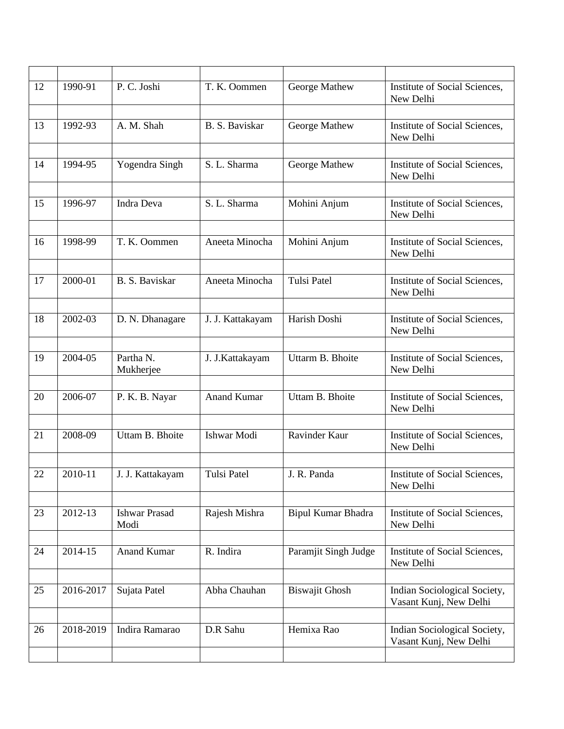| | | | | | |
|---|---|---|---|---|---|
| 12 | 1990-91 | P. C. Joshi | T. K. Oommen | George Mathew | Institute of Social Sciences, New Delhi |
| 13 | 1992-93 | A. M. Shah | B. S. Baviskar | George Mathew | Institute of Social Sciences, New Delhi |
| 14 | 1994-95 | Yogendra Singh | S. L. Sharma | George Mathew | Institute of Social Sciences, New Delhi |
| 15 | 1996-97 | Indra Deva | S. L. Sharma | Mohini Anjum | Institute of Social Sciences, New Delhi |
| 16 | 1998-99 | T. K. Oommen | Aneeta Minocha | Mohini Anjum | Institute of Social Sciences, New Delhi |
| 17 | 2000-01 | B. S. Baviskar | Aneeta Minocha | Tulsi Patel | Institute of Social Sciences, New Delhi |
| 18 | 2002-03 | D. N. Dhanagare | J. J. Kattakayam | Harish Doshi | Institute of Social Sciences, New Delhi |
| 19 | 2004-05 | Partha N. Mukherjee | J. J.Kattakayam | Uttarm B. Bhoite | Institute of Social Sciences, New Delhi |
| 20 | 2006-07 | P. K. B. Nayar | Anand Kumar | Uttam B. Bhoite | Institute of Social Sciences, New Delhi |
| 21 | 2008-09 | Uttam B. Bhoite | Ishwar Modi | Ravinder Kaur | Institute of Social Sciences, New Delhi |
| 22 | 2010-11 | J. J. Kattakayam | Tulsi Patel | J. R. Panda | Institute of Social Sciences, New Delhi |
| 23 | 2012-13 | Ishwar Prasad Modi | Rajesh Mishra | Bipul Kumar Bhadra | Institute of Social Sciences, New Delhi |
| 24 | 2014-15 | Anand Kumar | R. Indira | Paramjit Singh Judge | Institute of Social Sciences, New Delhi |
| 25 | 2016-2017 | Sujata Patel | Abha Chauhan | Biswajit Ghosh | Indian Sociological Society, Vasant Kunj, New Delhi |
| 26 | 2018-2019 | Indira Ramarao | D.R Sahu | Hemixa Rao | Indian Sociological Society, Vasant Kunj, New Delhi |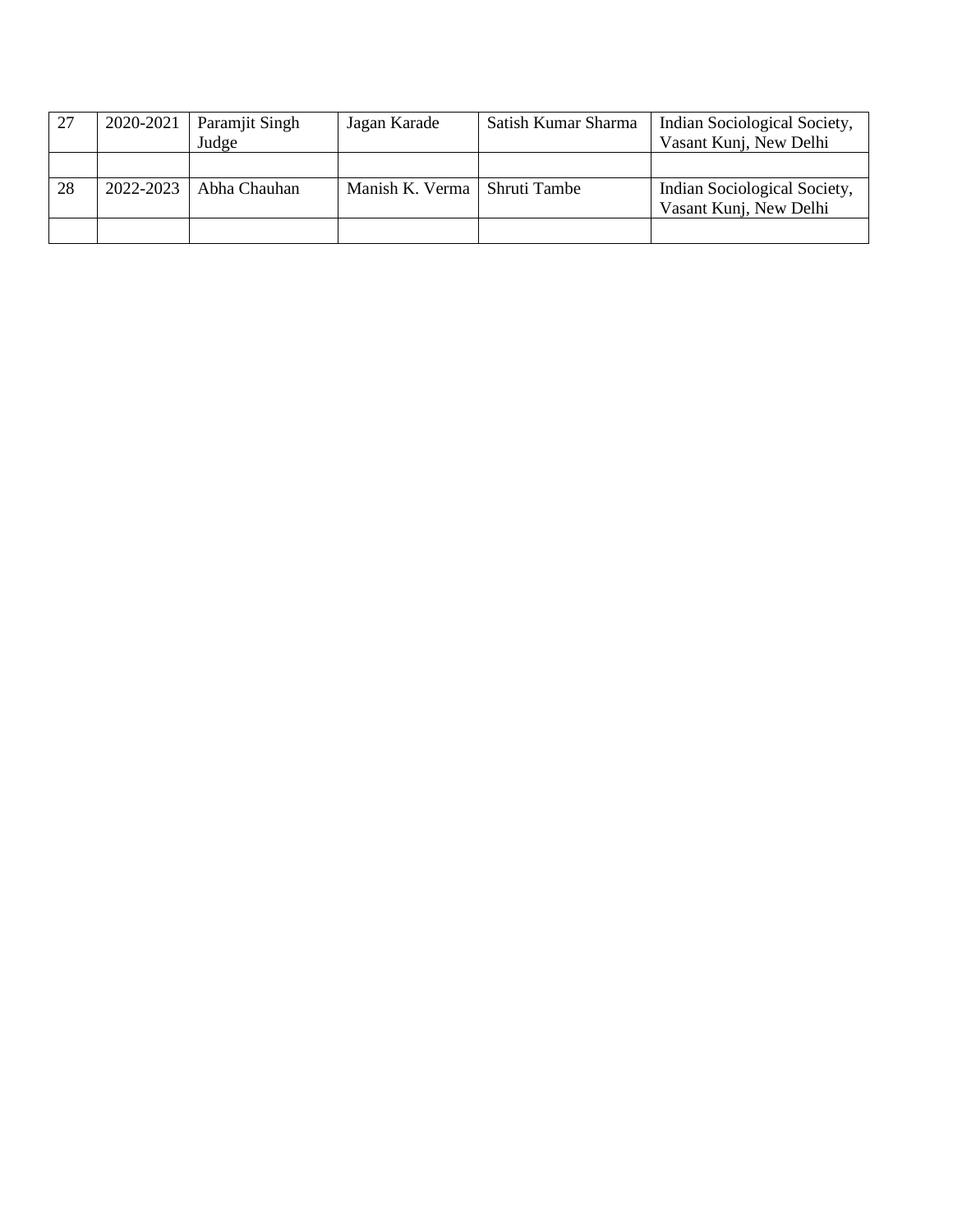| | | | | | |
|---|---|---|---|---|---|
| 27 | 2020-2021 | Paramjit Singh Judge | Jagan Karade | Satish Kumar Sharma | Indian Sociological Society, Vasant Kunj, New Delhi |
| | | | | | |
| 28 | 2022-2023 | Abha Chauhan | Manish K. Verma | Shruti Tambe | Indian Sociological Society, Vasant Kunj, New Delhi |
| | | | | | |